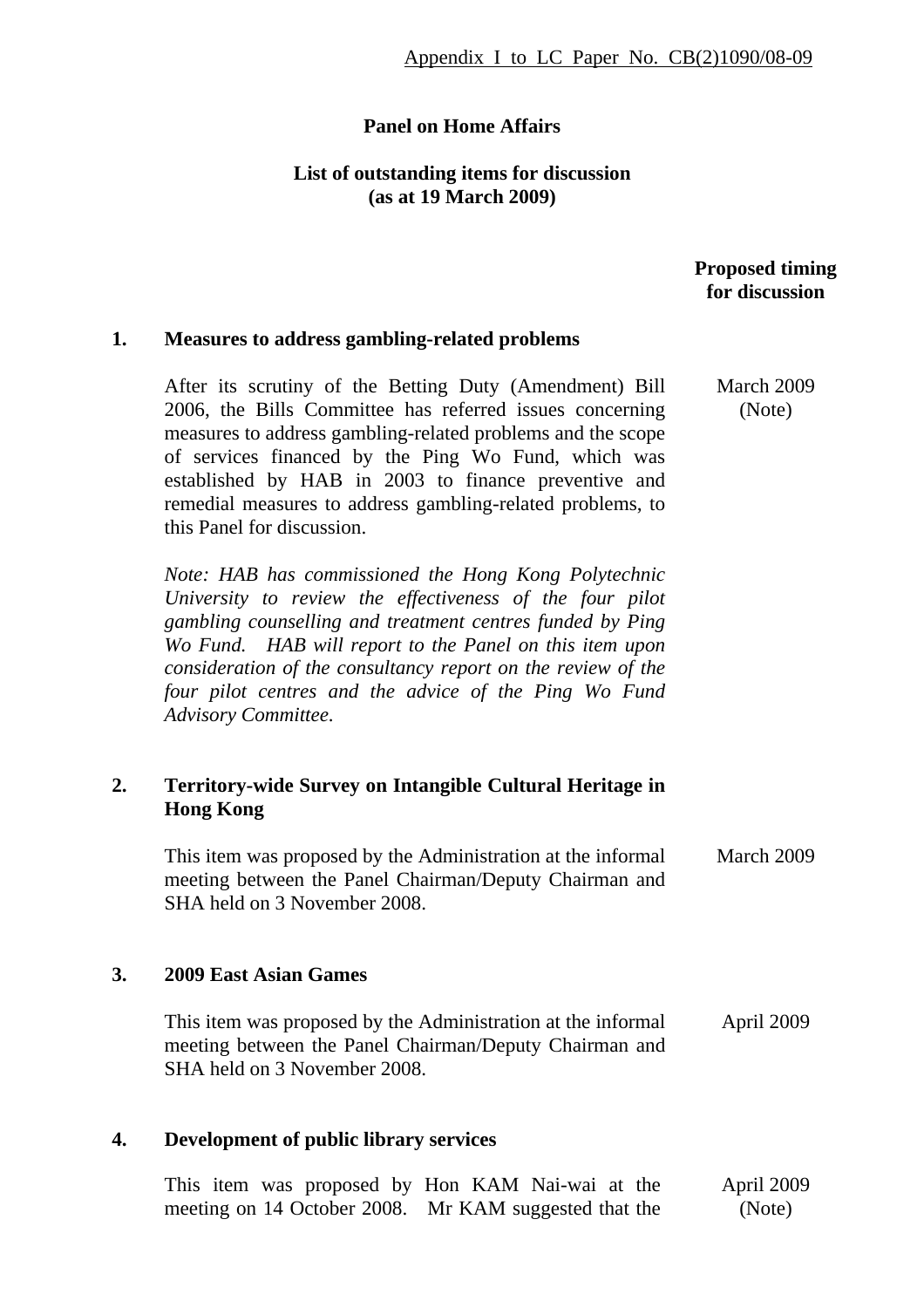Appendix I to LC Paper No. CB(2)1090/08-09

**Panel on Home Affairs**

**List of outstanding items for discussion (as at 19 March 2009)**

| | | Proposed timing for discussion |
|---|---|---|
| **1.** | **Measures to address gambling-related problems** | |
| | After its scrutiny of the Betting Duty (Amendment) Bill 2006, the Bills Committee has referred issues concerning measures to address gambling-related problems and the scope of services financed by the Ping Wo Fund, which was established by HAB in 2003 to finance preventive and remedial measures to address gambling-related problems, to this Panel for discussion. | March 2009 (Note) |
| | *Note: HAB has commissioned the Hong Kong Polytechnic University to review the effectiveness of the four pilot gambling counselling and treatment centres funded by Ping Wo Fund. HAB will report to the Panel on this item upon consideration of the consultancy report on the review of the four pilot centres and the advice of the Ping Wo Fund Advisory Committee.* | |
| **2.** | **Territory-wide Survey on Intangible Cultural Heritage in Hong Kong** | |
| | This item was proposed by the Administration at the informal meeting between the Panel Chairman/Deputy Chairman and SHA held on 3 November 2008. | March 2009 |
| **3.** | **2009 East Asian Games** | |
| | This item was proposed by the Administration at the informal meeting between the Panel Chairman/Deputy Chairman and SHA held on 3 November 2008. | April 2009 |
| **4.** | **Development of public library services** | |
| | This item was proposed by Hon KAM Nai-wai at the meeting on 14 October 2008. Mr KAM suggested that the | April 2009 (Note) |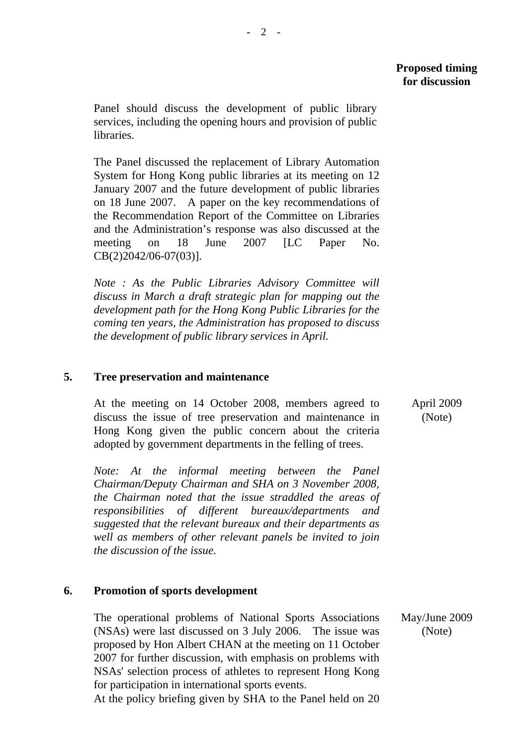**Proposed timing for discussion**

Panel should discuss the development of public library services, including the opening hours and provision of public libraries.

The Panel discussed the replacement of Library Automation System for Hong Kong public libraries at its meeting on 12 January 2007 and the future development of public libraries on 18 June 2007. A paper on the key recommendations of the Recommendation Report of the Committee on Libraries and the Administration's response was also discussed at the meeting on 18 June 2007 [LC Paper No. CB(2)2042/06-07(03)].

*Note : As the Public Libraries Advisory Committee will discuss in March a draft strategic plan for mapping out the development path for the Hong Kong Public Libraries for the coming ten years, the Administration has proposed to discuss the development of public library services in April.*

## 5. Tree preservation and maintenance

At the meeting on 14 October 2008, members agreed to discuss the issue of tree preservation and maintenance in Hong Kong given the public concern about the criteria adopted by government departments in the felling of trees.

April 2009 (Note)

*Note: At the informal meeting between the Panel Chairman/Deputy Chairman and SHA on 3 November 2008, the Chairman noted that the issue straddled the areas of responsibilities of different bureaux/departments and suggested that the relevant bureaux and their departments as well as members of other relevant panels be invited to join the discussion of the issue.*

## 6. Promotion of sports development

The operational problems of National Sports Associations (NSAs) were last discussed on 3 July 2006. The issue was proposed by Hon Albert CHAN at the meeting on 11 October 2007 for further discussion, with emphasis on problems with NSAs' selection process of athletes to represent Hong Kong for participation in international sports events.

May/June 2009 (Note)

At the policy briefing given by SHA to the Panel held on 20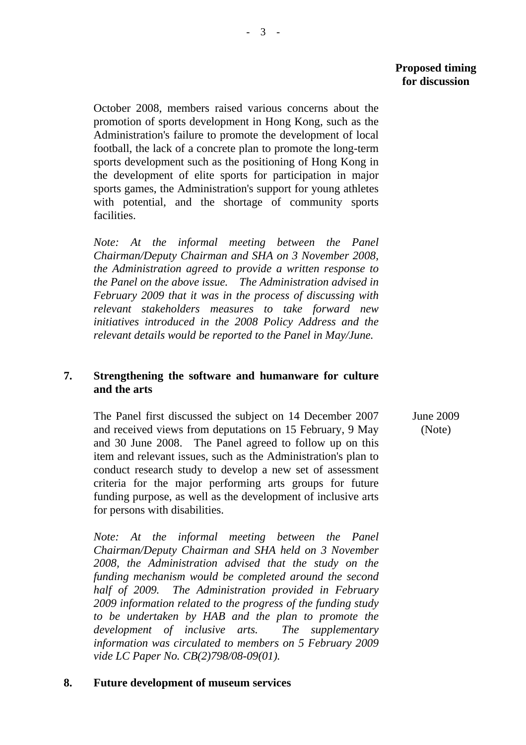**Proposed timing for discussion**

October 2008, members raised various concerns about the promotion of sports development in Hong Kong, such as the Administration's failure to promote the development of local football, the lack of a concrete plan to promote the long-term sports development such as the positioning of Hong Kong in the development of elite sports for participation in major sports games, the Administration's support for young athletes with potential, and the shortage of community sports facilities.

*Note: At the informal meeting between the Panel Chairman/Deputy Chairman and SHA on 3 November 2008, the Administration agreed to provide a written response to the Panel on the above issue. The Administration advised in February 2009 that it was in the process of discussing with relevant stakeholders measures to take forward new initiatives introduced in the 2008 Policy Address and the relevant details would be reported to the Panel in May/June.*

**7. Strengthening the software and humanware for culture and the arts**

The Panel first discussed the subject on 14 December 2007 and received views from deputations on 15 February, 9 May and 30 June 2008. The Panel agreed to follow up on this item and relevant issues, such as the Administration's plan to conduct research study to develop a new set of assessment criteria for the major performing arts groups for future funding purpose, as well as the development of inclusive arts for persons with disabilities.

June 2009 (Note)

*Note: At the informal meeting between the Panel Chairman/Deputy Chairman and SHA held on 3 November 2008, the Administration advised that the study on the funding mechanism would be completed around the second half of 2009. The Administration provided in February 2009 information related to the progress of the funding study to be undertaken by HAB and the plan to promote the development of inclusive arts. The supplementary information was circulated to members on 5 February 2009 vide LC Paper No. CB(2)798/08-09(01).*

**8. Future development of museum services**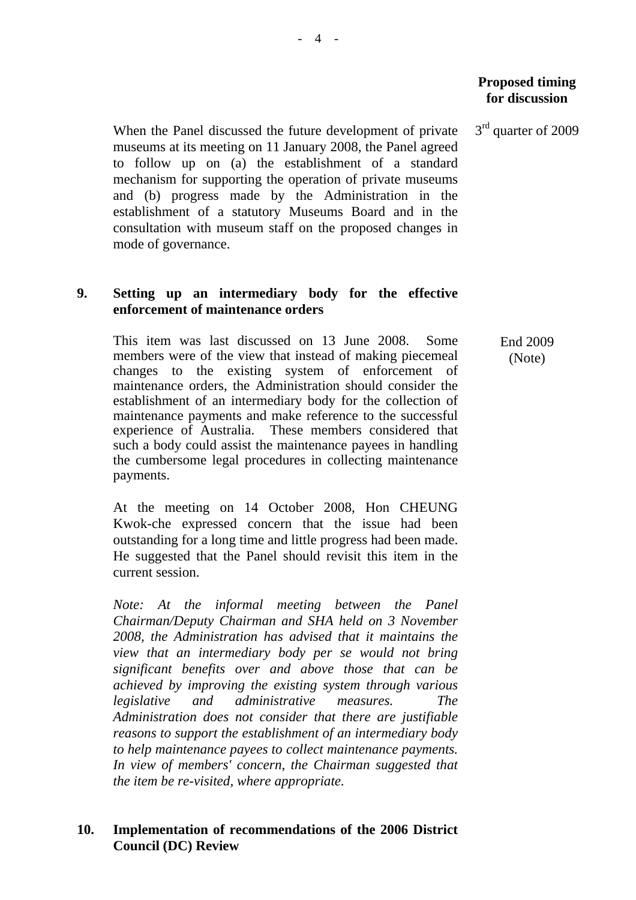**Proposed timing for discussion**

When the Panel discussed the future development of private museums at its meeting on 11 January 2008, the Panel agreed to follow up on (a) the establishment of a standard mechanism for supporting the operation of private museums and (b) progress made by the Administration in the establishment of a statutory Museums Board and in the consultation with museum staff on the proposed changes in mode of governance.

3rd quarter of 2009

**9. Setting up an intermediary body for the effective enforcement of maintenance orders**

This item was last discussed on 13 June 2008. Some members were of the view that instead of making piecemeal changes to the existing system of enforcement of maintenance orders, the Administration should consider the establishment of an intermediary body for the collection of maintenance payments and make reference to the successful experience of Australia. These members considered that such a body could assist the maintenance payees in handling the cumbersome legal procedures in collecting maintenance payments.

End 2009 (Note)

At the meeting on 14 October 2008, Hon CHEUNG Kwok-che expressed concern that the issue had been outstanding for a long time and little progress had been made. He suggested that the Panel should revisit this item in the current session.

*Note: At the informal meeting between the Panel Chairman/Deputy Chairman and SHA held on 3 November 2008, the Administration has advised that it maintains the view that an intermediary body per se would not bring significant benefits over and above those that can be achieved by improving the existing system through various legislative and administrative measures. The Administration does not consider that there are justifiable reasons to support the establishment of an intermediary body to help maintenance payees to collect maintenance payments. In view of members' concern, the Chairman suggested that the item be re-visited, where appropriate.*

**10. Implementation of recommendations of the 2006 District Council (DC) Review**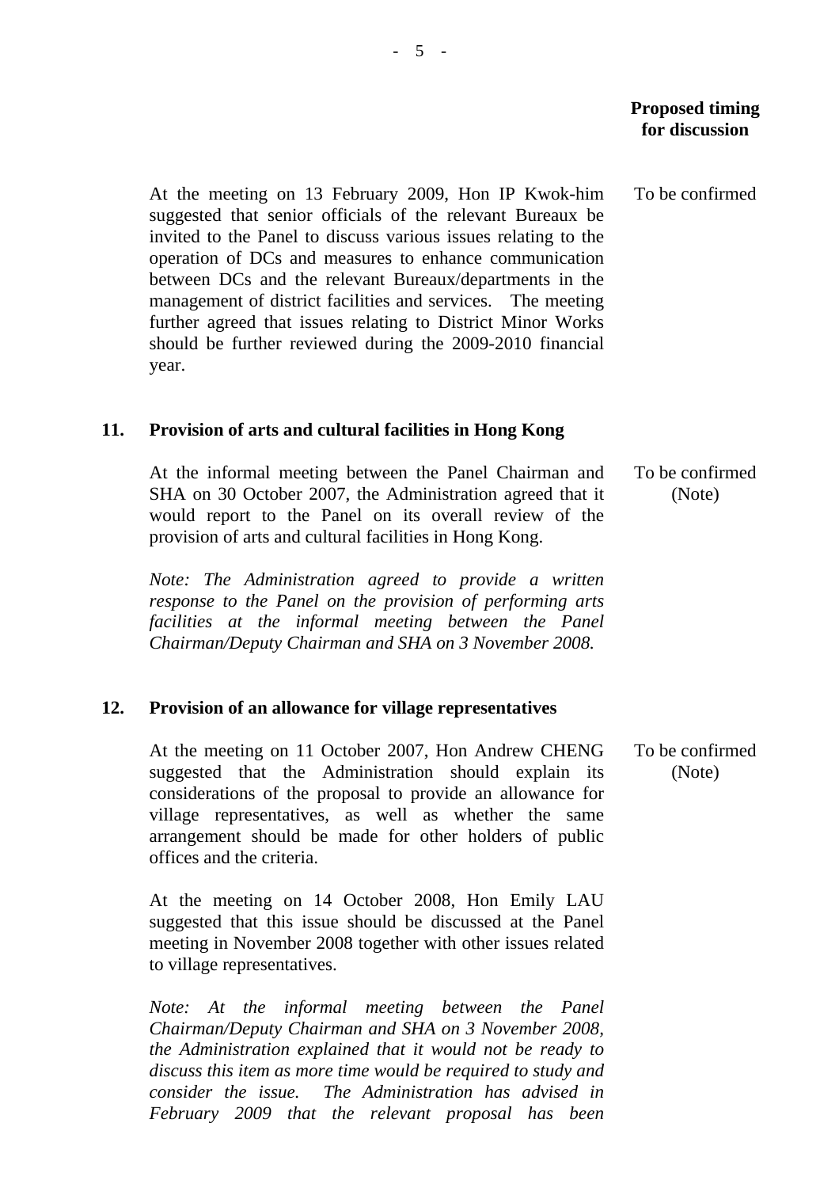| | | Proposed timing for discussion |
|---|---|---|
| | At the meeting on 13 February 2009, Hon IP Kwok-him suggested that senior officials of the relevant Bureaux be invited to the Panel to discuss various issues relating to the operation of DCs and measures to enhance communication between DCs and the relevant Bureaux/departments in the management of district facilities and services. The meeting further agreed that issues relating to District Minor Works should be further reviewed during the 2009-2010 financial year. | To be confirmed |
| **11.** | **Provision of arts and cultural facilities in Hong Kong** | |
| | At the informal meeting between the Panel Chairman and SHA on 30 October 2007, the Administration agreed that it would report to the Panel on its overall review of the provision of arts and cultural facilities in Hong Kong. | To be confirmed (Note) |
| | *Note: The Administration agreed to provide a written response to the Panel on the provision of performing arts facilities at the informal meeting between the Panel Chairman/Deputy Chairman and SHA on 3 November 2008.* | |
| **12.** | **Provision of an allowance for village representatives** | |
| | At the meeting on 11 October 2007, Hon Andrew CHENG suggested that the Administration should explain its considerations of the proposal to provide an allowance for village representatives, as well as whether the same arrangement should be made for other holders of public offices and the criteria. | To be confirmed (Note) |
| | At the meeting on 14 October 2008, Hon Emily LAU suggested that this issue should be discussed at the Panel meeting in November 2008 together with other issues related to village representatives. | |
| | *Note: At the informal meeting between the Panel Chairman/Deputy Chairman and SHA on 3 November 2008, the Administration explained that it would not be ready to discuss this item as more time would be required to study and consider the issue. The Administration has advised in February 2009 that the relevant proposal has been* | |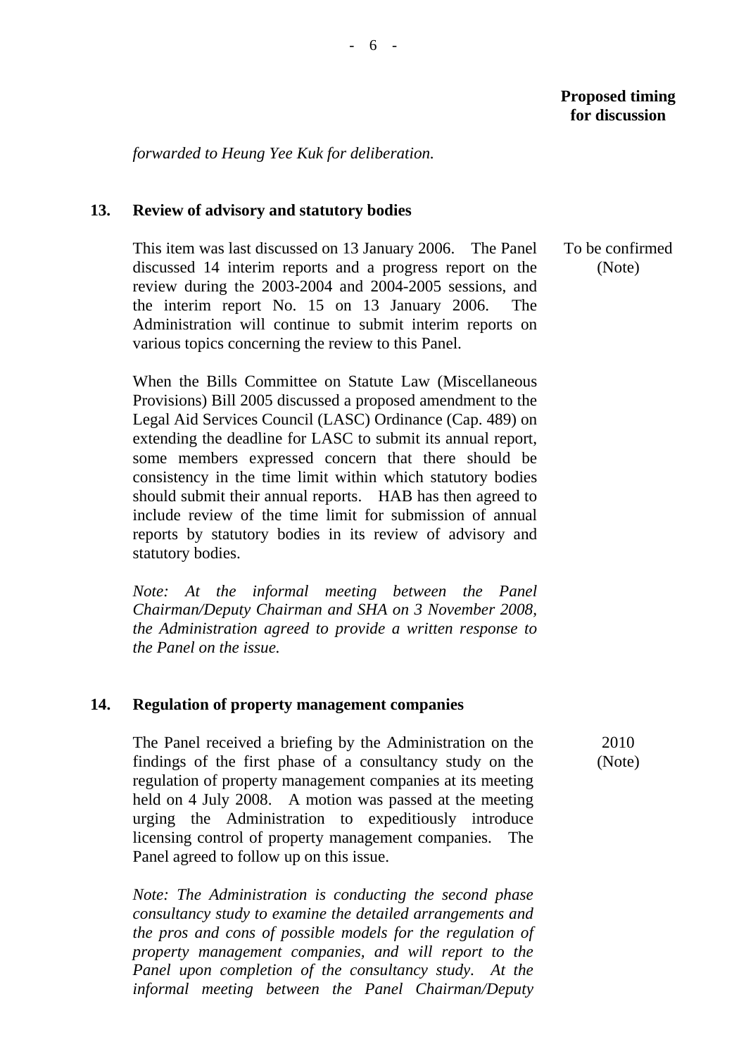**Proposed timing for discussion**

*forwarded to Heung Yee Kuk for deliberation.*

**13. Review of advisory and statutory bodies**

This item was last discussed on 13 January 2006. The Panel discussed 14 interim reports and a progress report on the review during the 2003-2004 and 2004-2005 sessions, and the interim report No. 15 on 13 January 2006. The Administration will continue to submit interim reports on various topics concerning the review to this Panel.

*Proposed timing for discussion:* To be confirmed (Note)

When the Bills Committee on Statute Law (Miscellaneous Provisions) Bill 2005 discussed a proposed amendment to the Legal Aid Services Council (LASC) Ordinance (Cap. 489) on extending the deadline for LASC to submit its annual report, some members expressed concern that there should be consistency in the time limit within which statutory bodies should submit their annual reports. HAB has then agreed to include review of the time limit for submission of annual reports by statutory bodies in its review of advisory and statutory bodies.

*Note: At the informal meeting between the Panel Chairman/Deputy Chairman and SHA on 3 November 2008, the Administration agreed to provide a written response to the Panel on the issue.*

**14. Regulation of property management companies**

The Panel received a briefing by the Administration on the findings of the first phase of a consultancy study on the regulation of property management companies at its meeting held on 4 July 2008. A motion was passed at the meeting urging the Administration to expeditiously introduce licensing control of property management companies. The Panel agreed to follow up on this issue.

*Proposed timing for discussion:* 2010 (Note)

*Note: The Administration is conducting the second phase consultancy study to examine the detailed arrangements and the pros and cons of possible models for the regulation of property management companies, and will report to the Panel upon completion of the consultancy study. At the informal meeting between the Panel Chairman/Deputy*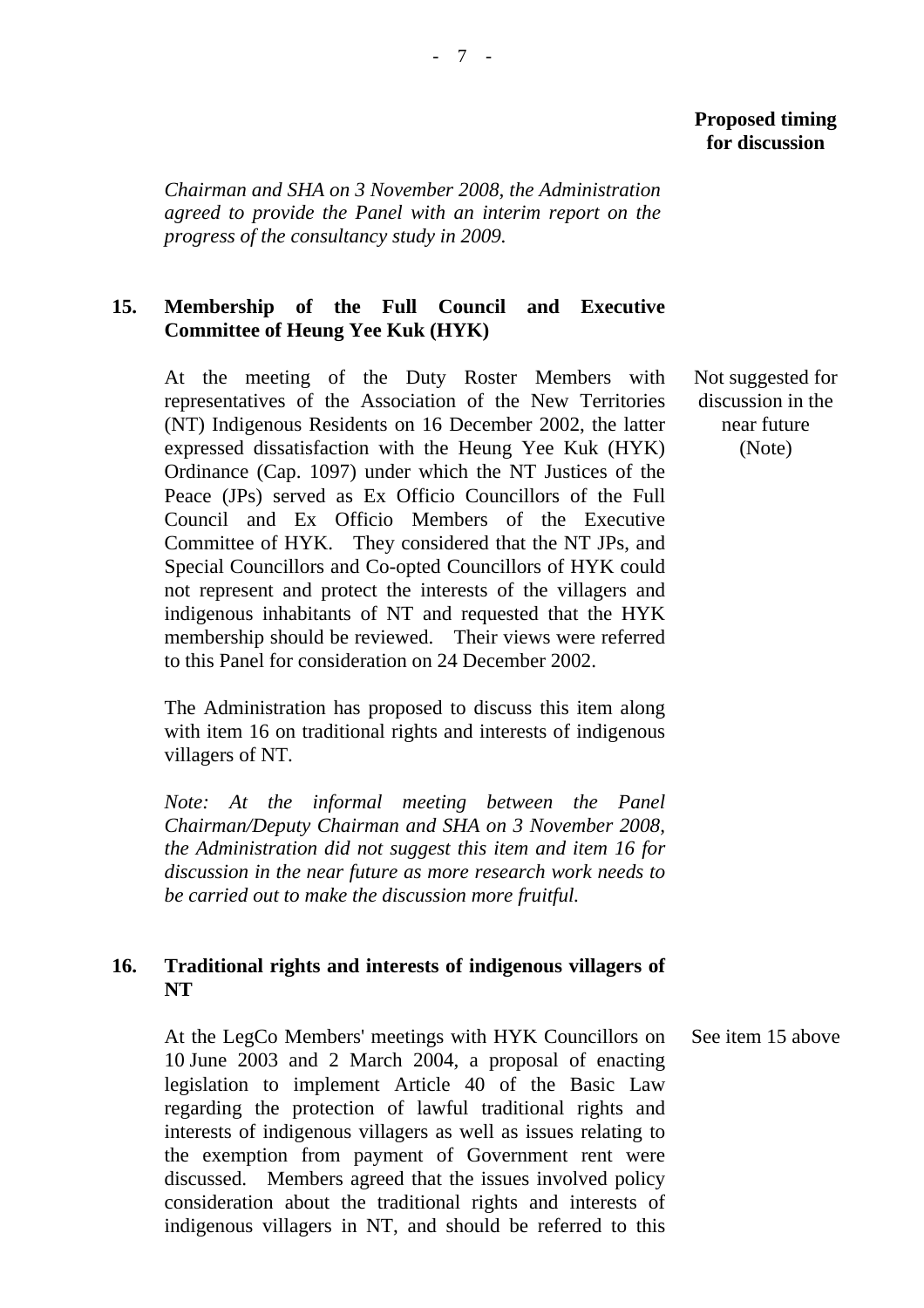**Proposed timing for discussion**

*Chairman and SHA on 3 November 2008, the Administration agreed to provide the Panel with an interim report on the progress of the consultancy study in 2009.*

**15. Membership of the Full Council and Executive Committee of Heung Yee Kuk (HYK)**

At the meeting of the Duty Roster Members with representatives of the Association of the New Territories (NT) Indigenous Residents on 16 December 2002, the latter expressed dissatisfaction with the Heung Yee Kuk (HYK) Ordinance (Cap. 1097) under which the NT Justices of the Peace (JPs) served as Ex Officio Councillors of the Full Council and Ex Officio Members of the Executive Committee of HYK. They considered that the NT JPs, and Special Councillors and Co-opted Councillors of HYK could not represent and protect the interests of the villagers and indigenous inhabitants of NT and requested that the HYK membership should be reviewed. Their views were referred to this Panel for consideration on 24 December 2002.

*Proposed timing for discussion:* Not suggested for discussion in the near future (Note)

The Administration has proposed to discuss this item along with item 16 on traditional rights and interests of indigenous villagers of NT.

*Note: At the informal meeting between the Panel Chairman/Deputy Chairman and SHA on 3 November 2008, the Administration did not suggest this item and item 16 for discussion in the near future as more research work needs to be carried out to make the discussion more fruitful.*

**16. Traditional rights and interests of indigenous villagers of NT**

At the LegCo Members' meetings with HYK Councillors on 10 June 2003 and 2 March 2004, a proposal of enacting legislation to implement Article 40 of the Basic Law regarding the protection of lawful traditional rights and interests of indigenous villagers as well as issues relating to the exemption from payment of Government rent were discussed. Members agreed that the issues involved policy consideration about the traditional rights and interests of indigenous villagers in NT, and should be referred to this

*Proposed timing for discussion:* See item 15 above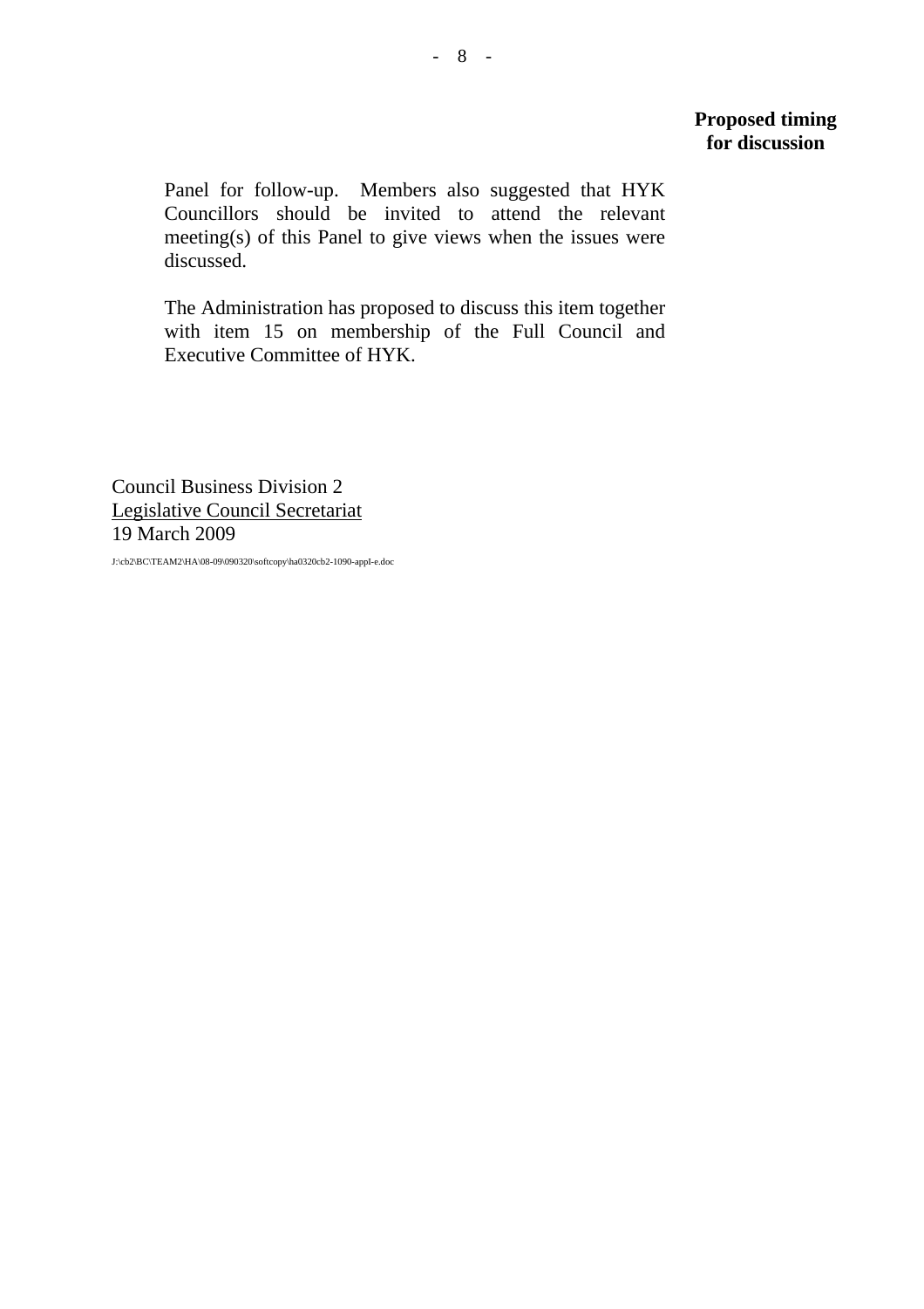**Proposed timing for discussion**

Panel for follow-up. Members also suggested that HYK Councillors should be invited to attend the relevant meeting(s) of this Panel to give views when the issues were discussed.

The Administration has proposed to discuss this item together with item 15 on membership of the Full Council and Executive Committee of HYK.

Council Business Division 2
Legislative Council Secretariat
19 March 2009

J:\cb2\BC\TEAM2\HA\08-09\090320\softcopy\ha0320cb2-1090-appI-e.doc